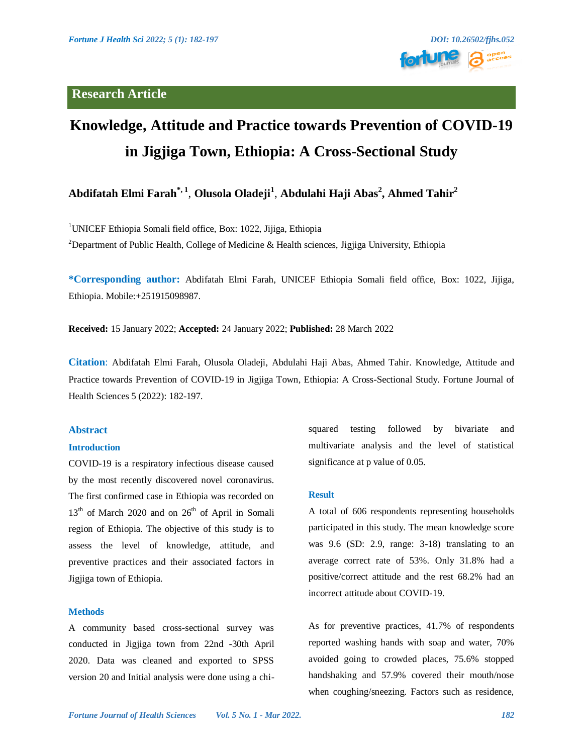Research Article

# Knowledge, Attitude and Practice towards Prevention of COVID-19 in Jigjiga Town, Ethiopia: A Cross-Sectional Study

**Abdifatah Elmi Farah[*,1], Olusola Oladeji[1], Abdulahi Haji Abas[2], Ahmed Tahir[2]**

[1]UNICEF Ethiopia Somali field office, Box: 1022, Jijiga, Ethiopia

[2]Department of Public Health, College of Medicine & Health sciences, Jigjiga University, Ethiopia

**\*Corresponding author:** Abdifatah Elmi Farah, UNICEF Ethiopia Somali field office, Box: 1022, Jijiga, Ethiopia. Mobile:+251915098987.

**Received:** 15 January 2022; **Accepted:** 24 January 2022; **Published:** 28 March 2022

**Citation**: Abdifatah Elmi Farah, Olusola Oladeji, Abdulahi Haji Abas, Ahmed Tahir. Knowledge, Attitude and Practice towards Prevention of COVID-19 in Jigjiga Town, Ethiopia: A Cross-Sectional Study. Fortune Journal of Health Sciences 5 (2022): 182-197.

## Abstract

### Introduction

COVID-19 is a respiratory infectious disease caused by the most recently discovered novel coronavirus. The first confirmed case in Ethiopia was recorded on 13th of March 2020 and on 26th of April in Somali region of Ethiopia. The objective of this study is to assess the level of knowledge, attitude, and preventive practices and their associated factors in Jigjiga town of Ethiopia.

### Methods

A community based cross-sectional survey was conducted in Jigjiga town from 22nd -30th April 2020. Data was cleaned and exported to SPSS version 20 and Initial analysis were done using a chi-squared testing followed by bivariate and multivariate analysis and the level of statistical significance at p value of 0.05.

### Result

A total of 606 respondents representing households participated in this study. The mean knowledge score was 9.6 (SD: 2.9, range: 3-18) translating to an average correct rate of 53%. Only 31.8% had a positive/correct attitude and the rest 68.2% had an incorrect attitude about COVID-19.

As for preventive practices, 41.7% of respondents reported washing hands with soap and water, 70% avoided going to crowded places, 75.6% stopped handshaking and 57.9% covered their mouth/nose when coughing/sneezing. Factors such as residence,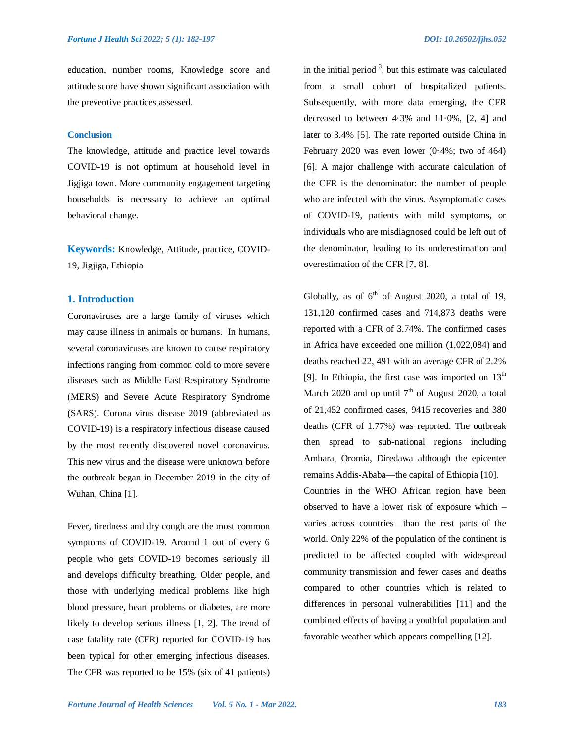education, number rooms, Knowledge score and attitude score have shown significant association with the preventive practices assessed.

**Conclusion**

The knowledge, attitude and practice level towards COVID-19 is not optimum at household level in Jigjiga town. More community engagement targeting households is necessary to achieve an optimal behavioral change.

**Keywords:** Knowledge, Attitude, practice, COVID-19, Jigjiga, Ethiopia

## 1. Introduction

Coronaviruses are a large family of viruses which may cause illness in animals or humans. In humans, several coronaviruses are known to cause respiratory infections ranging from common cold to more severe diseases such as Middle East Respiratory Syndrome (MERS) and Severe Acute Respiratory Syndrome (SARS). Corona virus disease 2019 (abbreviated as COVID-19) is a respiratory infectious disease caused by the most recently discovered novel coronavirus. This new virus and the disease were unknown before the outbreak began in December 2019 in the city of Wuhan, China [1].

Fever, tiredness and dry cough are the most common symptoms of COVID-19. Around 1 out of every 6 people who gets COVID-19 becomes seriously ill and develops difficulty breathing. Older people, and those with underlying medical problems like high blood pressure, heart problems or diabetes, are more likely to develop serious illness [1, 2]. The trend of case fatality rate (CFR) reported for COVID-19 has been typical for other emerging infectious diseases. The CFR was reported to be 15% (six of 41 patients) in the initial period [3], but this estimate was calculated from a small cohort of hospitalized patients. Subsequently, with more data emerging, the CFR decreased to between 4·3% and 11·0%, [2, 4] and later to 3.4% [5]. The rate reported outside China in February 2020 was even lower (0·4%; two of 464) [6]. A major challenge with accurate calculation of the CFR is the denominator: the number of people who are infected with the virus. Asymptomatic cases of COVID-19, patients with mild symptoms, or individuals who are misdiagnosed could be left out of the denominator, leading to its underestimation and overestimation of the CFR [7, 8].

Globally, as of 6th of August 2020, a total of 19, 131,120 confirmed cases and 714,873 deaths were reported with a CFR of 3.74%. The confirmed cases in Africa have exceeded one million (1,022,084) and deaths reached 22, 491 with an average CFR of 2.2% [9]. In Ethiopia, the first case was imported on 13th March 2020 and up until 7th of August 2020, a total of 21,452 confirmed cases, 9415 recoveries and 380 deaths (CFR of 1.77%) was reported. The outbreak then spread to sub-national regions including Amhara, Oromia, Diredawa although the epicenter remains Addis-Ababa—the capital of Ethiopia [10].

Countries in the WHO African region have been observed to have a lower risk of exposure which – varies across countries—than the rest parts of the world. Only 22% of the population of the continent is predicted to be affected coupled with widespread community transmission and fewer cases and deaths compared to other countries which is related to differences in personal vulnerabilities [11] and the combined effects of having a youthful population and favorable weather which appears compelling [12].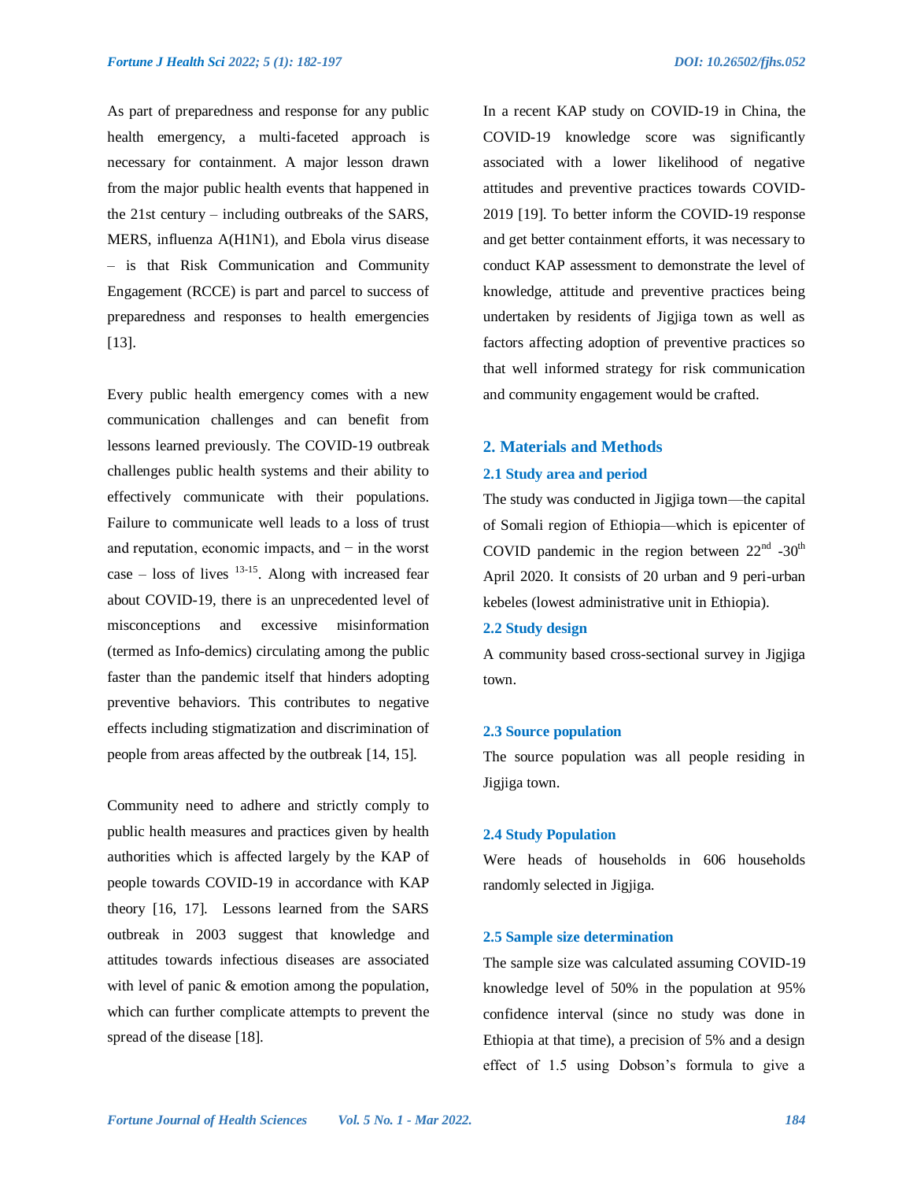As part of preparedness and response for any public health emergency, a multi-faceted approach is necessary for containment. A major lesson drawn from the major public health events that happened in the 21st century – including outbreaks of the SARS, MERS, influenza A(H1N1), and Ebola virus disease – is that Risk Communication and Community Engagement (RCCE) is part and parcel to success of preparedness and responses to health emergencies [13].

Every public health emergency comes with a new communication challenges and can benefit from lessons learned previously. The COVID-19 outbreak challenges public health systems and their ability to effectively communicate with their populations. Failure to communicate well leads to a loss of trust and reputation, economic impacts, and − in the worst case – loss of lives [13-15]. Along with increased fear about COVID-19, there is an unprecedented level of misconceptions and excessive misinformation (termed as Info-demics) circulating among the public faster than the pandemic itself that hinders adopting preventive behaviors. This contributes to negative effects including stigmatization and discrimination of people from areas affected by the outbreak [14, 15].

Community need to adhere and strictly comply to public health measures and practices given by health authorities which is affected largely by the KAP of people towards COVID-19 in accordance with KAP theory [16, 17]. Lessons learned from the SARS outbreak in 2003 suggest that knowledge and attitudes towards infectious diseases are associated with level of panic & emotion among the population, which can further complicate attempts to prevent the spread of the disease [18].

In a recent KAP study on COVID-19 in China, the COVID-19 knowledge score was significantly associated with a lower likelihood of negative attitudes and preventive practices towards COVID-2019 [19]. To better inform the COVID-19 response and get better containment efforts, it was necessary to conduct KAP assessment to demonstrate the level of knowledge, attitude and preventive practices being undertaken by residents of Jigjiga town as well as factors affecting adoption of preventive practices so that well informed strategy for risk communication and community engagement would be crafted.

## 2. Materials and Methods

### 2.1 Study area and period

The study was conducted in Jigjiga town—the capital of Somali region of Ethiopia—which is epicenter of COVID pandemic in the region between 22nd -30th April 2020. It consists of 20 urban and 9 peri-urban kebeles (lowest administrative unit in Ethiopia).

### 2.2 Study design

A community based cross-sectional survey in Jigjiga town.

### 2.3 Source population

The source population was all people residing in Jigjiga town.

### 2.4 Study Population

Were heads of households in 606 households randomly selected in Jigjiga.

### 2.5 Sample size determination

The sample size was calculated assuming COVID-19 knowledge level of 50% in the population at 95% confidence interval (since no study was done in Ethiopia at that time), a precision of 5% and a design effect of 1.5 using Dobson's formula to give a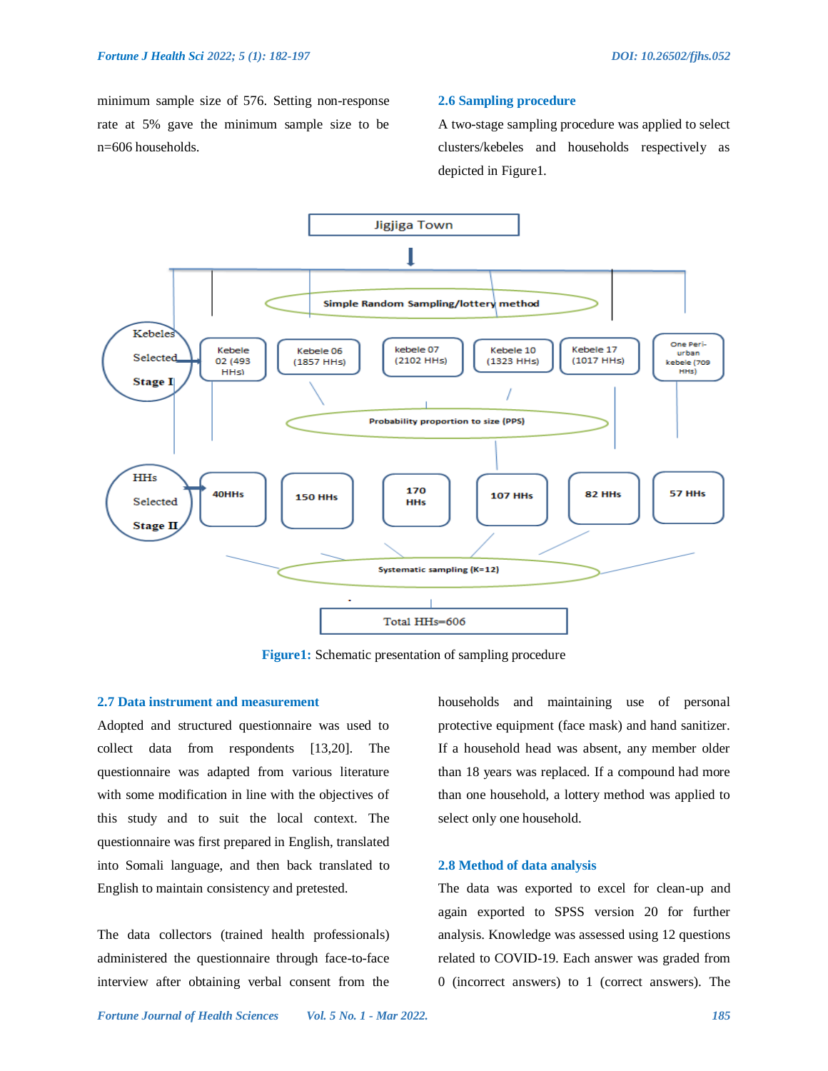minimum sample size of 576. Setting non-response rate at 5% gave the minimum sample size to be n=606 households.

## 2.6 Sampling procedure

A two-stage sampling procedure was applied to select clusters/kebeles and households respectively as depicted in Figure1.

Jigjiga Town

Simple Random Sampling/lottery method

Kebeles Selected Stage I: Kebele 02 (493 HHs) | Kebele 06 (1857 HHs) | kebele 07 (2102 HHs) | Kebele 10 (1323 HHs) | Kebele 17 (1017 HHs) | One Peri-urban kebele (709 HHs)

Probability proportion to size (PPS)

HHs Selected Stage II: 40HHs | 150 HHs | 170 HHs | 107 HHs | 82 HHs | 57 HHs

Systematic sampling (K=12)

Total HHs=606

**Figure1:** Schematic presentation of sampling procedure

## 2.7 Data instrument and measurement

Adopted and structured questionnaire was used to collect data from respondents [13,20]. The questionnaire was adapted from various literature with some modification in line with the objectives of this study and to suit the local context. The questionnaire was first prepared in English, translated into Somali language, and then back translated to English to maintain consistency and pretested.

The data collectors (trained health professionals) administered the questionnaire through face-to-face interview after obtaining verbal consent from the households and maintaining use of personal protective equipment (face mask) and hand sanitizer. If a household head was absent, any member older than 18 years was replaced. If a compound had more than one household, a lottery method was applied to select only one household.

## 2.8 Method of data analysis

The data was exported to excel for clean-up and again exported to SPSS version 20 for further analysis. Knowledge was assessed using 12 questions related to COVID-19. Each answer was graded from 0 (incorrect answers) to 1 (correct answers). The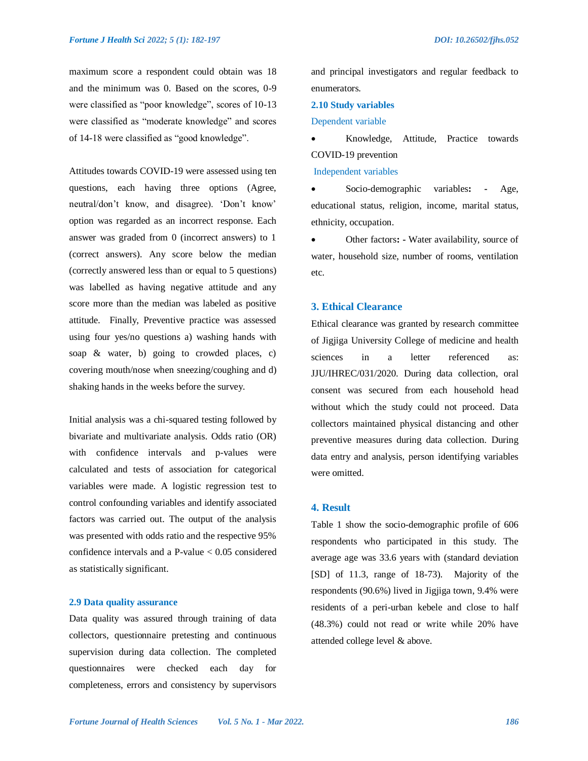maximum score a respondent could obtain was 18 and the minimum was 0. Based on the scores, 0-9 were classified as "poor knowledge", scores of 10-13 were classified as "moderate knowledge" and scores of 14-18 were classified as "good knowledge".

Attitudes towards COVID-19 were assessed using ten questions, each having three options (Agree, neutral/don't know, and disagree). 'Don't know' option was regarded as an incorrect response. Each answer was graded from 0 (incorrect answers) to 1 (correct answers). Any score below the median (correctly answered less than or equal to 5 questions) was labelled as having negative attitude and any score more than the median was labeled as positive attitude. Finally, Preventive practice was assessed using four yes/no questions a) washing hands with soap & water, b) going to crowded places, c) covering mouth/nose when sneezing/coughing and d) shaking hands in the weeks before the survey.

Initial analysis was a chi-squared testing followed by bivariate and multivariate analysis. Odds ratio (OR) with confidence intervals and p-values were calculated and tests of association for categorical variables were made. A logistic regression test to control confounding variables and identify associated factors was carried out. The output of the analysis was presented with odds ratio and the respective 95% confidence intervals and a P-value < 0.05 considered as statistically significant.

### 2.9 Data quality assurance

Data quality was assured through training of data collectors, questionnaire pretesting and continuous supervision during data collection. The completed questionnaires were checked each day for completeness, errors and consistency by supervisors and principal investigators and regular feedback to enumerators.

### 2.10 Study variables

Dependent variable

- Knowledge, Attitude, Practice towards COVID-19 prevention

Independent variables

- Socio-demographic variables**: -** Age, educational status, religion, income, marital status, ethnicity, occupation.
- Other factors**: -** Water availability, source of water, household size, number of rooms, ventilation etc.

## 3. Ethical Clearance

Ethical clearance was granted by research committee of Jigjiga University College of medicine and health sciences in a letter referenced as: JJU/IHREC/031/2020. During data collection, oral consent was secured from each household head without which the study could not proceed. Data collectors maintained physical distancing and other preventive measures during data collection. During data entry and analysis, person identifying variables were omitted.

## 4. Result

Table 1 show the socio-demographic profile of 606 respondents who participated in this study. The average age was 33.6 years with (standard deviation [SD] of 11.3, range of 18-73). Majority of the respondents (90.6%) lived in Jigjiga town, 9.4% were residents of a peri-urban kebele and close to half (48.3%) could not read or write while 20% have attended college level & above.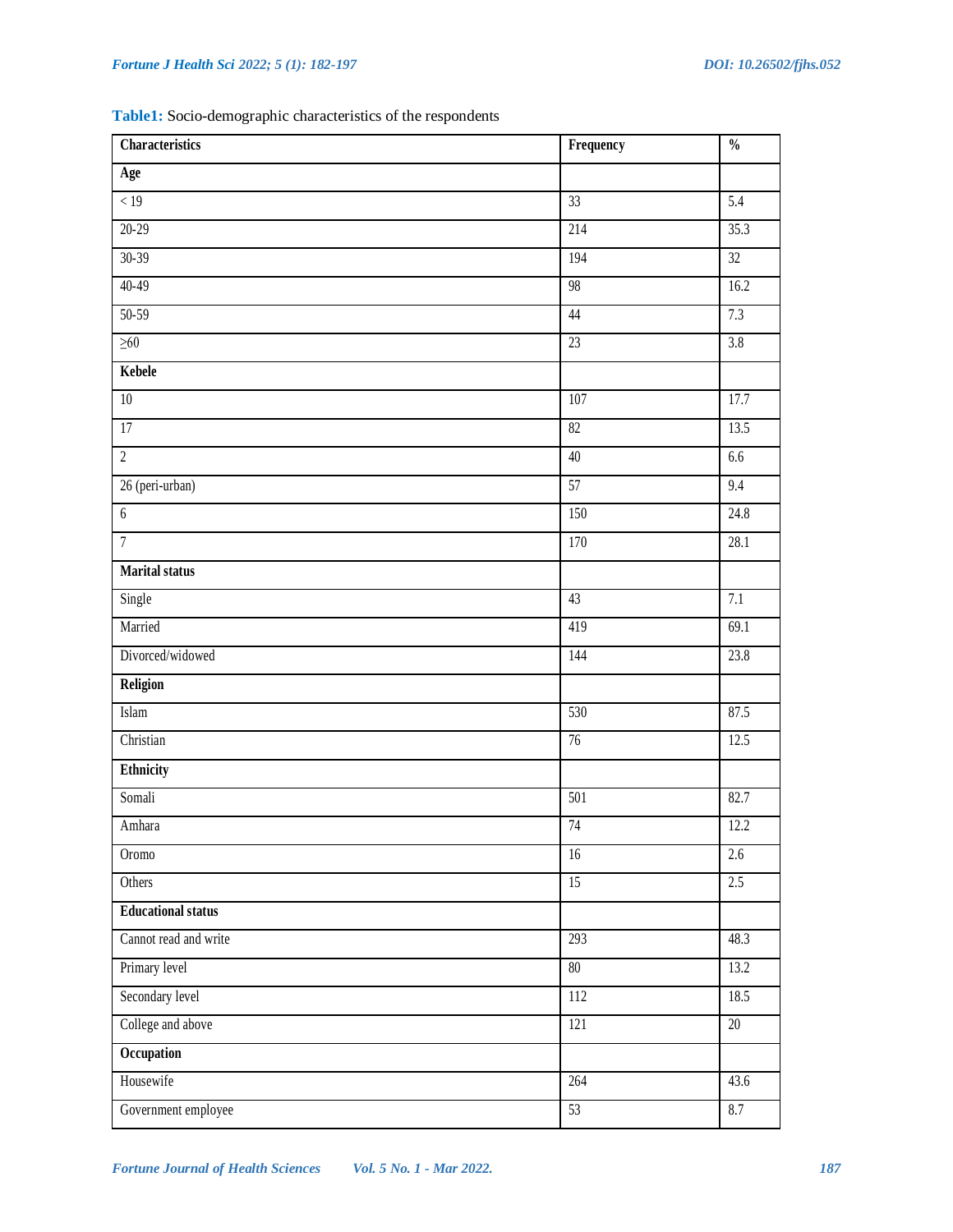**Table1:** Socio-demographic characteristics of the respondents

| Characteristics | Frequency | % |
|---|---|---|
| **Age** | | |
| < 19 | 33 | 5.4 |
| 20-29 | 214 | 35.3 |
| 30-39 | 194 | 32 |
| 40-49 | 98 | 16.2 |
| 50-59 | 44 | 7.3 |
| ≥60 | 23 | 3.8 |
| **Kebele** | | |
| 10 | 107 | 17.7 |
| 17 | 82 | 13.5 |
| 2 | 40 | 6.6 |
| 26 (peri-urban) | 57 | 9.4 |
| 6 | 150 | 24.8 |
| 7 | 170 | 28.1 |
| **Marital status** | | |
| Single | 43 | 7.1 |
| Married | 419 | 69.1 |
| Divorced/widowed | 144 | 23.8 |
| **Religion** | | |
| Islam | 530 | 87.5 |
| Christian | 76 | 12.5 |
| **Ethnicity** | | |
| Somali | 501 | 82.7 |
| Amhara | 74 | 12.2 |
| Oromo | 16 | 2.6 |
| Others | 15 | 2.5 |
| **Educational status** | | |
| Cannot read and write | 293 | 48.3 |
| Primary level | 80 | 13.2 |
| Secondary level | 112 | 18.5 |
| College and above | 121 | 20 |
| **Occupation** | | |
| Housewife | 264 | 43.6 |
| Government employee | 53 | 8.7 |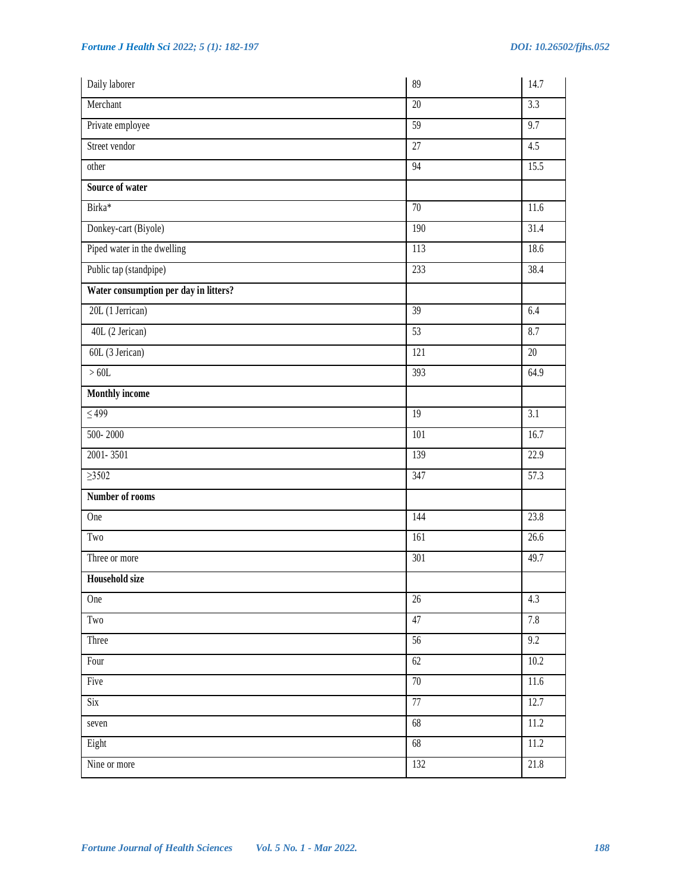| | | |
|---|---|---|
| Daily laborer | 89 | 14.7 |
| Merchant | 20 | 3.3 |
| Private employee | 59 | 9.7 |
| Street vendor | 27 | 4.5 |
| other | 94 | 15.5 |
| **Source of water** | | |
| Birka* | 70 | 11.6 |
| Donkey-cart (Biyole) | 190 | 31.4 |
| Piped water in the dwelling | 113 | 18.6 |
| Public tap (standpipe) | 233 | 38.4 |
| **Water consumption per day in litters?** | | |
| 20L (1 Jerrican) | 39 | 6.4 |
| 40L (2 Jerican) | 53 | 8.7 |
| 60L (3 Jerican) | 121 | 20 |
| > 60L | 393 | 64.9 |
| **Monthly income** | | |
| ≤ 499 | 19 | 3.1 |
| 500- 2000 | 101 | 16.7 |
| 2001- 3501 | 139 | 22.9 |
| ≥3502 | 347 | 57.3 |
| **Number of rooms** | | |
| One | 144 | 23.8 |
| Two | 161 | 26.6 |
| Three or more | 301 | 49.7 |
| **Household size** | | |
| One | 26 | 4.3 |
| Two | 47 | 7.8 |
| Three | 56 | 9.2 |
| Four | 62 | 10.2 |
| Five | 70 | 11.6 |
| Six | 77 | 12.7 |
| seven | 68 | 11.2 |
| Eight | 68 | 11.2 |
| Nine or more | 132 | 21.8 |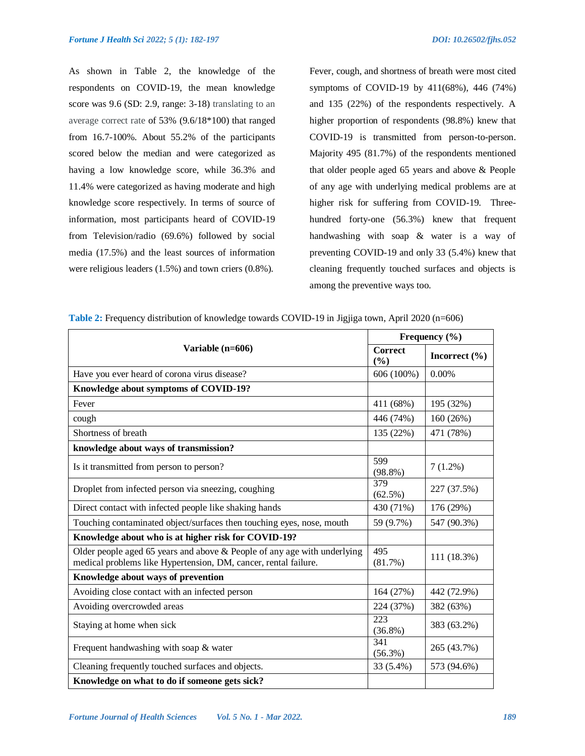As shown in Table 2, the knowledge of the respondents on COVID-19, the mean knowledge score was 9.6 (SD: 2.9, range: 3-18) translating to an average correct rate of 53% (9.6/18*100) that ranged from 16.7-100%. About 55.2% of the participants scored below the median and were categorized as having a low knowledge score, while 36.3% and 11.4% were categorized as having moderate and high knowledge score respectively. In terms of source of information, most participants heard of COVID-19 from Television/radio (69.6%) followed by social media (17.5%) and the least sources of information were religious leaders (1.5%) and town criers (0.8%).

Fever, cough, and shortness of breath were most cited symptoms of COVID-19 by 411(68%), 446 (74%) and 135 (22%) of the respondents respectively. A higher proportion of respondents (98.8%) knew that COVID-19 is transmitted from person-to-person. Majority 495 (81.7%) of the respondents mentioned that older people aged 65 years and above & People of any age with underlying medical problems are at higher risk for suffering from COVID-19. Three-hundred forty-one (56.3%) knew that frequent handwashing with soap & water is a way of preventing COVID-19 and only 33 (5.4%) knew that cleaning frequently touched surfaces and objects is among the preventive ways too.

**Table 2:** Frequency distribution of knowledge towards COVID-19 in Jigjiga town, April 2020 (n=606)

| Variable (n=606) | Frequency (%) | |
|---|---|---|
| | **Correct (%)** | **Incorrect (%)** |
| Have you ever heard of corona virus disease? | 606 (100%) | 0.00% |
| **Knowledge about symptoms of COVID-19?** | | |
| Fever | 411 (68%) | 195 (32%) |
| cough | 446 (74%) | 160 (26%) |
| Shortness of breath | 135 (22%) | 471 (78%) |
| **knowledge about ways of transmission?** | | |
| Is it transmitted from person to person? | 599 (98.8%) | 7 (1.2%) |
| Droplet from infected person via sneezing, coughing | 379 (62.5%) | 227 (37.5%) |
| Direct contact with infected people like shaking hands | 430 (71%) | 176 (29%) |
| Touching contaminated object/surfaces then touching eyes, nose, mouth | 59 (9.7%) | 547 (90.3%) |
| **Knowledge about who is at higher risk for COVID-19?** | | |
| Older people aged 65 years and above & People of any age with underlying medical problems like Hypertension, DM, cancer, rental failure. | 495 (81.7%) | 111 (18.3%) |
| **Knowledge about ways of prevention** | | |
| Avoiding close contact with an infected person | 164 (27%) | 442 (72.9%) |
| Avoiding overcrowded areas | 224 (37%) | 382 (63%) |
| Staying at home when sick | 223 (36.8%) | 383 (63.2%) |
| Frequent handwashing with soap & water | 341 (56.3%) | 265 (43.7%) |
| Cleaning frequently touched surfaces and objects. | 33 (5.4%) | 573 (94.6%) |
| **Knowledge on what to do if someone gets sick?** | | |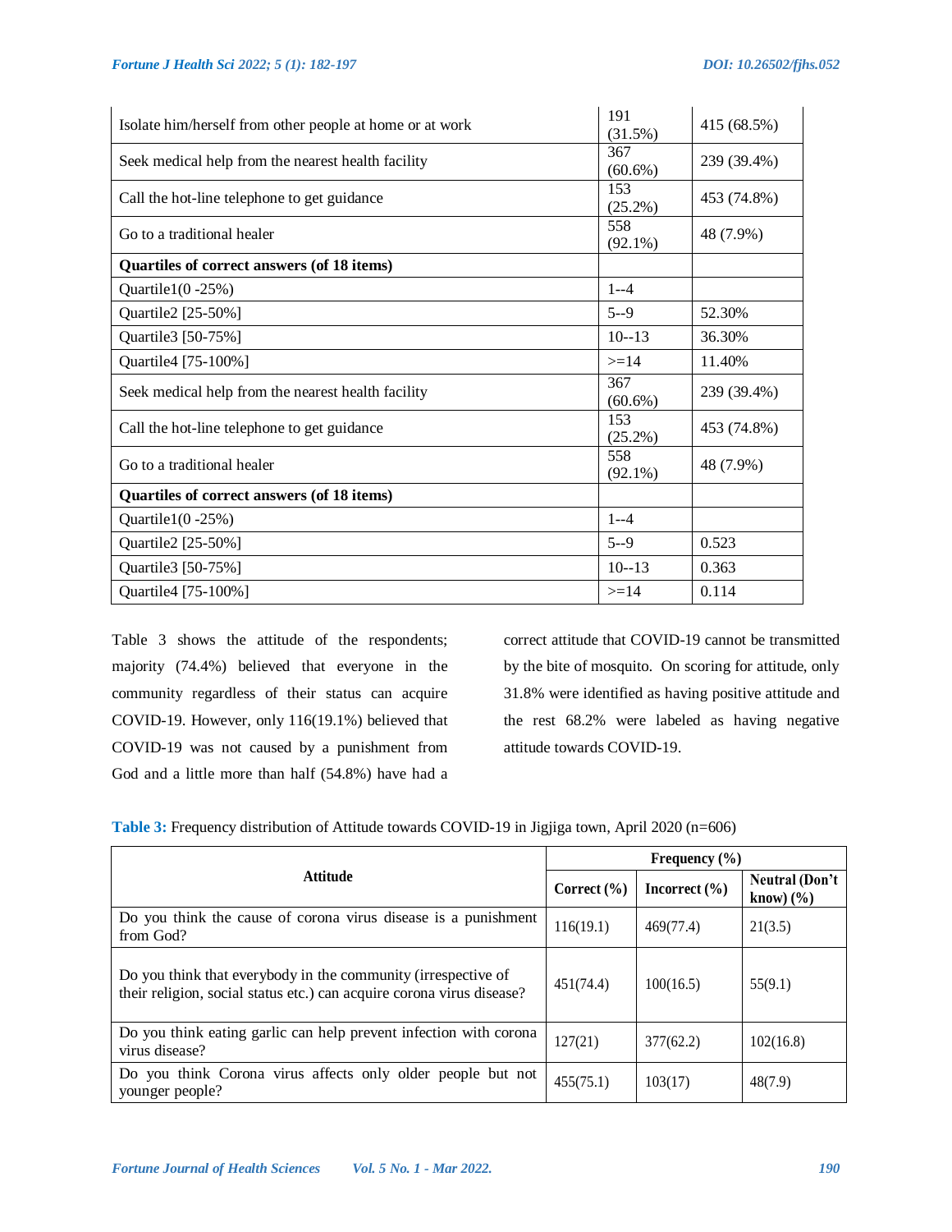| | | |
|---|---|---|
| Isolate him/herself from other people at home or at work | 191 (31.5%) | 415 (68.5%) |
| Seek medical help from the nearest health facility | 367 (60.6%) | 239 (39.4%) |
| Call the hot-line telephone to get guidance | 153 (25.2%) | 453 (74.8%) |
| Go to a traditional healer | 558 (92.1%) | 48 (7.9%) |
| **Quartiles of correct answers (of 18 items)** | | |
| Quartile1(0 -25%) | 1--4 | |
| Quartile2 [25-50%] | 5--9 | 52.30% |
| Quartile3 [50-75%] | 10--13 | 36.30% |
| Quartile4 [75-100%] | >=14 | 11.40% |
| Seek medical help from the nearest health facility | 367 (60.6%) | 239 (39.4%) |
| Call the hot-line telephone to get guidance | 153 (25.2%) | 453 (74.8%) |
| Go to a traditional healer | 558 (92.1%) | 48 (7.9%) |
| **Quartiles of correct answers (of 18 items)** | | |
| Quartile1(0 -25%) | 1--4 | |
| Quartile2 [25-50%] | 5--9 | 0.523 |
| Quartile3 [50-75%] | 10--13 | 0.363 |
| Quartile4 [75-100%] | >=14 | 0.114 |

Table 3 shows the attitude of the respondents; majority (74.4%) believed that everyone in the community regardless of their status can acquire COVID-19. However, only 116(19.1%) believed that COVID-19 was not caused by a punishment from God and a little more than half (54.8%) have had a correct attitude that COVID-19 cannot be transmitted by the bite of mosquito. On scoring for attitude, only 31.8% were identified as having positive attitude and the rest 68.2% were labeled as having negative attitude towards COVID-19.

**Table 3:** Frequency distribution of Attitude towards COVID-19 in Jigjiga town, April 2020 (n=606)

| Attitude | Frequency (%) | | |
|---|---|---|---|
| | Correct (%) | Incorrect (%) | Neutral (Don't know) (%) |
| Do you think the cause of corona virus disease is a punishment from God? | 116(19.1) | 469(77.4) | 21(3.5) |
| Do you think that everybody in the community (irrespective of their religion, social status etc.) can acquire corona virus disease? | 451(74.4) | 100(16.5) | 55(9.1) |
| Do you think eating garlic can help prevent infection with corona virus disease? | 127(21) | 377(62.2) | 102(16.8) |
| Do you think Corona virus affects only older people but not younger people? | 455(75.1) | 103(17) | 48(7.9) |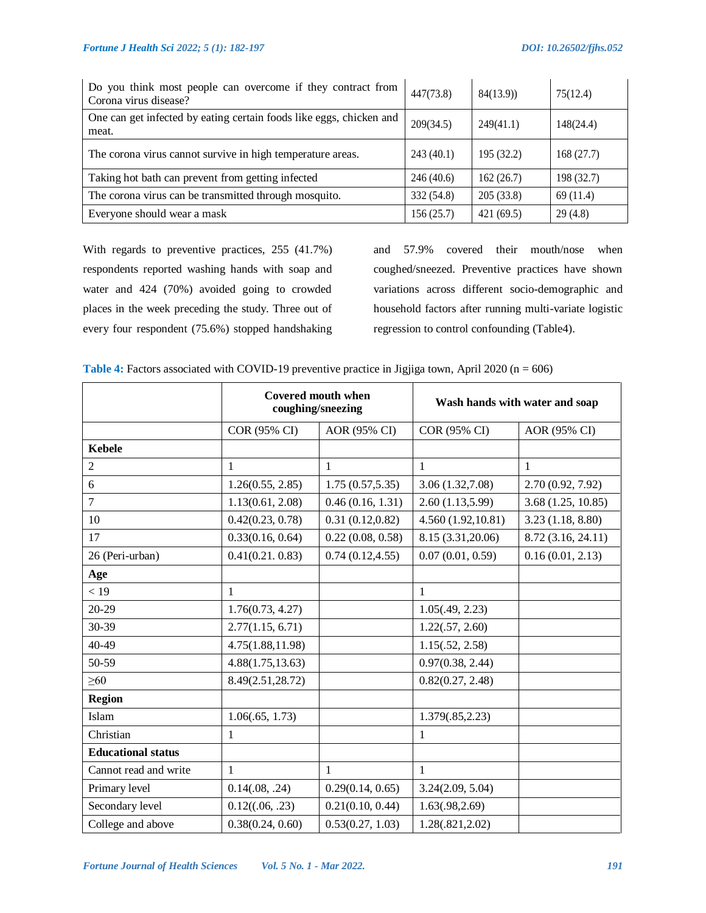| | | | |
|---|---|---|---|
| Do you think most people can overcome if they contract from Corona virus disease? | 447(73.8) | 84(13.9)) | 75(12.4) |
| One can get infected by eating certain foods like eggs, chicken and meat. | 209(34.5) | 249(41.1) | 148(24.4) |
| The corona virus cannot survive in high temperature areas. | 243 (40.1) | 195 (32.2) | 168 (27.7) |
| Taking hot bath can prevent from getting infected | 246 (40.6) | 162 (26.7) | 198 (32.7) |
| The corona virus can be transmitted through mosquito. | 332 (54.8) | 205 (33.8) | 69 (11.4) |
| Everyone should wear a mask | 156 (25.7) | 421 (69.5) | 29 (4.8) |

With regards to preventive practices, 255 (41.7%) respondents reported washing hands with soap and water and 424 (70%) avoided going to crowded places in the week preceding the study. Three out of every four respondent (75.6%) stopped handshaking and 57.9% covered their mouth/nose when coughed/sneezed. Preventive practices have shown variations across different socio-demographic and household factors after running multi-variate logistic regression to control confounding (Table4).

**Table 4:** Factors associated with COVID-19 preventive practice in Jigjiga town, April 2020 (n = 606)

| | **Covered mouth when coughing/sneezing** | | **Wash hands with water and soap** | |
|---|---|---|---|---|
| | COR (95% CI) | AOR (95% CI) | COR (95% CI) | AOR (95% CI) |
| **Kebele** | | | | |
| 2 | 1 | 1 | 1 | 1 |
| 6 | 1.26(0.55, 2.85) | 1.75 (0.57,5.35) | 3.06 (1.32,7.08) | 2.70 (0.92, 7.92) |
| 7 | 1.13(0.61, 2.08) | 0.46 (0.16, 1.31) | 2.60 (1.13,5.99) | 3.68 (1.25, 10.85) |
| 10 | 0.42(0.23, 0.78) | 0.31 (0.12,0.82) | 4.560 (1.92,10.81) | 3.23 (1.18, 8.80) |
| 17 | 0.33(0.16, 0.64) | 0.22 (0.08, 0.58) | 8.15 (3.31,20.06) | 8.72 (3.16, 24.11) |
| 26 (Peri-urban) | 0.41(0.21. 0.83) | 0.74 (0.12,4.55) | 0.07 (0.01, 0.59) | 0.16 (0.01, 2.13) |
| **Age** | | | | |
| < 19 | 1 | | 1 | |
| 20-29 | 1.76(0.73, 4.27) | | 1.05(.49, 2.23) | |
| 30-39 | 2.77(1.15, 6.71) | | 1.22(.57, 2.60) | |
| 40-49 | 4.75(1.88,11.98) | | 1.15(.52, 2.58) | |
| 50-59 | 4.88(1.75,13.63) | | 0.97(0.38, 2.44) | |
| ≥60 | 8.49(2.51,28.72) | | 0.82(0.27, 2.48) | |
| **Region** | | | | |
| Islam | 1.06(.65, 1.73) | | 1.379(.85,2.23) | |
| Christian | 1 | | 1 | |
| **Educational status** | | | | |
| Cannot read and write | 1 | 1 | 1 | |
| Primary level | 0.14(.08, .24) | 0.29(0.14, 0.65) | 3.24(2.09, 5.04) | |
| Secondary level | 0.12((.06, .23) | 0.21(0.10, 0.44) | 1.63(.98,2.69) | |
| College and above | 0.38(0.24, 0.60) | 0.53(0.27, 1.03) | 1.28(.821,2.02) | |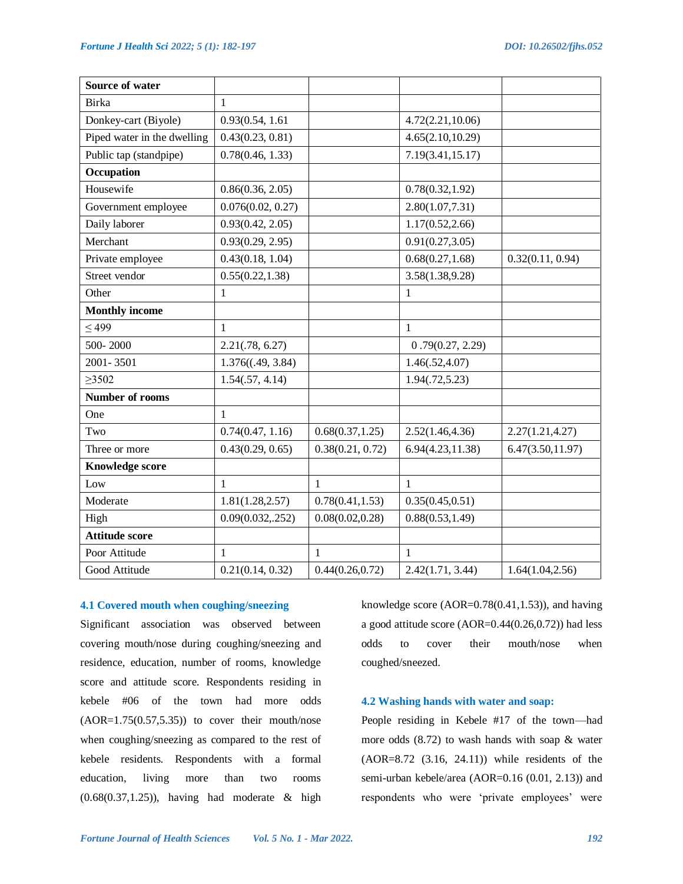| Source of water | | | | |
|---|---|---|---|---|
| Birka | 1 | | | |
| Donkey-cart (Biyole) | 0.93(0.54, 1.61 | | 4.72(2.21,10.06) | |
| Piped water in the dwelling | 0.43(0.23, 0.81) | | 4.65(2.10,10.29) | |
| Public tap (standpipe) | 0.78(0.46, 1.33) | | 7.19(3.41,15.17) | |
| **Occupation** | | | | |
| Housewife | 0.86(0.36, 2.05) | | 0.78(0.32,1.92) | |
| Government employee | 0.076(0.02, 0.27) | | 2.80(1.07,7.31) | |
| Daily laborer | 0.93(0.42, 2.05) | | 1.17(0.52,2.66) | |
| Merchant | 0.93(0.29, 2.95) | | 0.91(0.27,3.05) | |
| Private employee | 0.43(0.18, 1.04) | | 0.68(0.27,1.68) | 0.32(0.11, 0.94) |
| Street vendor | 0.55(0.22,1.38) | | 3.58(1.38,9.28) | |
| Other | 1 | | 1 | |
| **Monthly income** | | | | |
| ≤ 499 | 1 | | 1 | |
| 500- 2000 | 2.21(.78, 6.27) | | 0 .79(0.27, 2.29) | |
| 2001- 3501 | 1.376((.49, 3.84) | | 1.46(.52,4.07) | |
| ≥3502 | 1.54(.57, 4.14) | | 1.94(.72,5.23) | |
| **Number of rooms** | | | | |
| One | 1 | | | |
| Two | 0.74(0.47, 1.16) | 0.68(0.37,1.25) | 2.52(1.46,4.36) | 2.27(1.21,4.27) |
| Three or more | 0.43(0.29, 0.65) | 0.38(0.21, 0.72) | 6.94(4.23,11.38) | 6.47(3.50,11.97) |
| **Knowledge score** | | | | |
| Low | 1 | 1 | 1 | |
| Moderate | 1.81(1.28,2.57) | 0.78(0.41,1.53) | 0.35(0.45,0.51) | |
| High | 0.09(0.032,.252) | 0.08(0.02,0.28) | 0.88(0.53,1.49) | |
| **Attitude score** | | | | |
| Poor Attitude | 1 | 1 | 1 | |
| Good Attitude | 0.21(0.14, 0.32) | 0.44(0.26,0.72) | 2.42(1.71, 3.44) | 1.64(1.04,2.56) |

### 4.1 Covered mouth when coughing/sneezing

Significant association was observed between covering mouth/nose during coughing/sneezing and residence, education, number of rooms, knowledge score and attitude score. Respondents residing in kebele #06 of the town had more odds (AOR=1.75(0.57,5.35)) to cover their mouth/nose when coughing/sneezing as compared to the rest of kebele residents. Respondents with a formal education, living more than two rooms (0.68(0.37,1.25)), having had moderate & high knowledge score (AOR=0.78(0.41,1.53)), and having a good attitude score (AOR=0.44(0.26,0.72)) had less odds to cover their mouth/nose when coughed/sneezed.

### 4.2 Washing hands with water and soap:

People residing in Kebele #17 of the town—had more odds (8.72) to wash hands with soap & water (AOR=8.72 (3.16, 24.11)) while residents of the semi-urban kebele/area (AOR=0.16 (0.01, 2.13)) and respondents who were 'private employees' were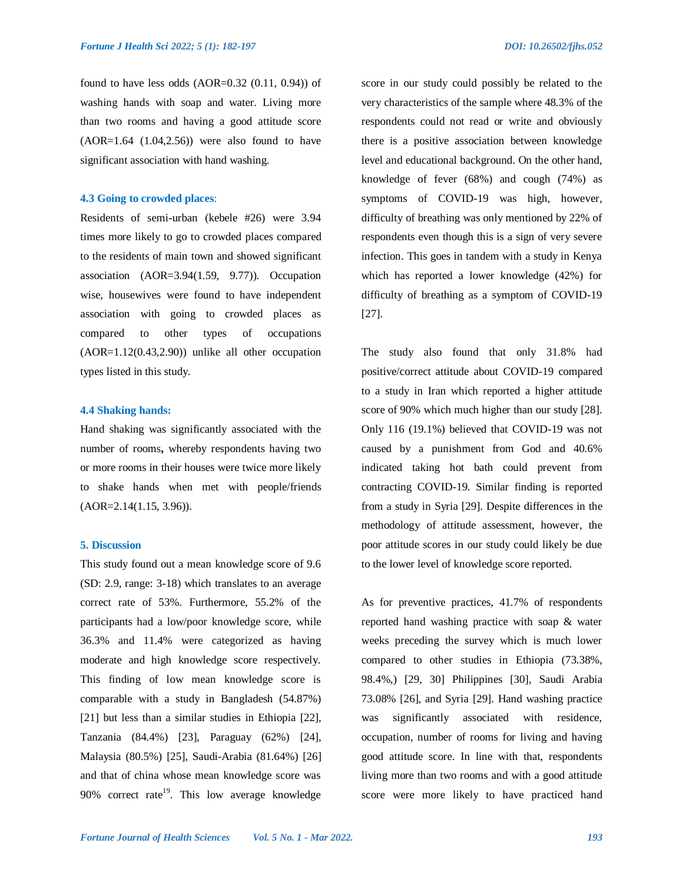found to have less odds (AOR=0.32 (0.11, 0.94)) of washing hands with soap and water. Living more than two rooms and having a good attitude score (AOR=1.64 (1.04,2.56)) were also found to have significant association with hand washing.

### 4.3 Going to crowded places:

Residents of semi-urban (kebele #26) were 3.94 times more likely to go to crowded places compared to the residents of main town and showed significant association (AOR=3.94(1.59, 9.77)). Occupation wise, housewives were found to have independent association with going to crowded places as compared to other types of occupations (AOR=1.12(0.43,2.90)) unlike all other occupation types listed in this study.

### 4.4 Shaking hands:

Hand shaking was significantly associated with the number of rooms**,** whereby respondents having two or more rooms in their houses were twice more likely to shake hands when met with people/friends (AOR=2.14(1.15, 3.96)).

## 5. Discussion

This study found out a mean knowledge score of 9.6 (SD: 2.9, range: 3-18) which translates to an average correct rate of 53%. Furthermore, 55.2% of the participants had a low/poor knowledge score, while 36.3% and 11.4% were categorized as having moderate and high knowledge score respectively. This finding of low mean knowledge score is comparable with a study in Bangladesh (54.87%) [21] but less than a similar studies in Ethiopia [22], Tanzania (84.4%) [23], Paraguay (62%) [24], Malaysia (80.5%) [25], Saudi-Arabia (81.64%) [26] and that of china whose mean knowledge score was 90% correct rate[19]. This low average knowledge score in our study could possibly be related to the very characteristics of the sample where 48.3% of the respondents could not read or write and obviously there is a positive association between knowledge level and educational background. On the other hand, knowledge of fever (68%) and cough (74%) as symptoms of COVID-19 was high, however, difficulty of breathing was only mentioned by 22% of respondents even though this is a sign of very severe infection. This goes in tandem with a study in Kenya which has reported a lower knowledge (42%) for difficulty of breathing as a symptom of COVID-19 [27].

The study also found that only 31.8% had positive/correct attitude about COVID-19 compared to a study in Iran which reported a higher attitude score of 90% which much higher than our study [28]. Only 116 (19.1%) believed that COVID-19 was not caused by a punishment from God and 40.6% indicated taking hot bath could prevent from contracting COVID-19. Similar finding is reported from a study in Syria [29]. Despite differences in the methodology of attitude assessment, however, the poor attitude scores in our study could likely be due to the lower level of knowledge score reported.

As for preventive practices, 41.7% of respondents reported hand washing practice with soap & water weeks preceding the survey which is much lower compared to other studies in Ethiopia (73.38%, 98.4%,) [29, 30] Philippines [30], Saudi Arabia 73.08% [26], and Syria [29]. Hand washing practice was significantly associated with residence, occupation, number of rooms for living and having good attitude score. In line with that, respondents living more than two rooms and with a good attitude score were more likely to have practiced hand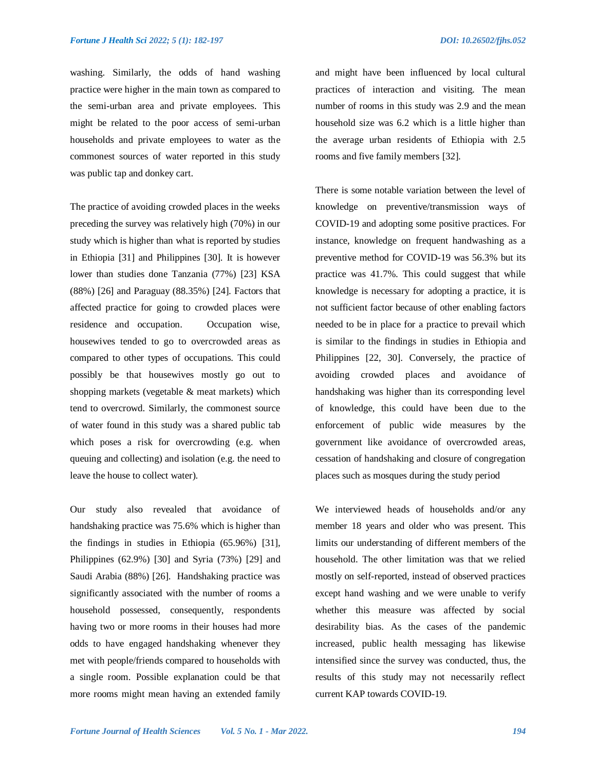washing. Similarly, the odds of hand washing practice were higher in the main town as compared to the semi-urban area and private employees. This might be related to the poor access of semi-urban households and private employees to water as the commonest sources of water reported in this study was public tap and donkey cart.

The practice of avoiding crowded places in the weeks preceding the survey was relatively high (70%) in our study which is higher than what is reported by studies in Ethiopia [31] and Philippines [30]. It is however lower than studies done Tanzania (77%) [23] KSA (88%) [26] and Paraguay (88.35%) [24]. Factors that affected practice for going to crowded places were residence and occupation. Occupation wise, housewives tended to go to overcrowded areas as compared to other types of occupations. This could possibly be that housewives mostly go out to shopping markets (vegetable & meat markets) which tend to overcrowd. Similarly, the commonest source of water found in this study was a shared public tab which poses a risk for overcrowding (e.g. when queuing and collecting) and isolation (e.g. the need to leave the house to collect water).

Our study also revealed that avoidance of handshaking practice was 75.6% which is higher than the findings in studies in Ethiopia (65.96%) [31], Philippines (62.9%) [30] and Syria (73%) [29] and Saudi Arabia (88%) [26]. Handshaking practice was significantly associated with the number of rooms a household possessed, consequently, respondents having two or more rooms in their houses had more odds to have engaged handshaking whenever they met with people/friends compared to households with a single room. Possible explanation could be that more rooms might mean having an extended family and might have been influenced by local cultural practices of interaction and visiting. The mean number of rooms in this study was 2.9 and the mean household size was 6.2 which is a little higher than the average urban residents of Ethiopia with 2.5 rooms and five family members [32].

There is some notable variation between the level of knowledge on preventive/transmission ways of COVID-19 and adopting some positive practices. For instance, knowledge on frequent handwashing as a preventive method for COVID-19 was 56.3% but its practice was 41.7%. This could suggest that while knowledge is necessary for adopting a practice, it is not sufficient factor because of other enabling factors needed to be in place for a practice to prevail which is similar to the findings in studies in Ethiopia and Philippines [22, 30]. Conversely, the practice of avoiding crowded places and avoidance of handshaking was higher than its corresponding level of knowledge, this could have been due to the enforcement of public wide measures by the government like avoidance of overcrowded areas, cessation of handshaking and closure of congregation places such as mosques during the study period

We interviewed heads of households and/or any member 18 years and older who was present. This limits our understanding of different members of the household. The other limitation was that we relied mostly on self-reported, instead of observed practices except hand washing and we were unable to verify whether this measure was affected by social desirability bias. As the cases of the pandemic increased, public health messaging has likewise intensified since the survey was conducted, thus, the results of this study may not necessarily reflect current KAP towards COVID-19.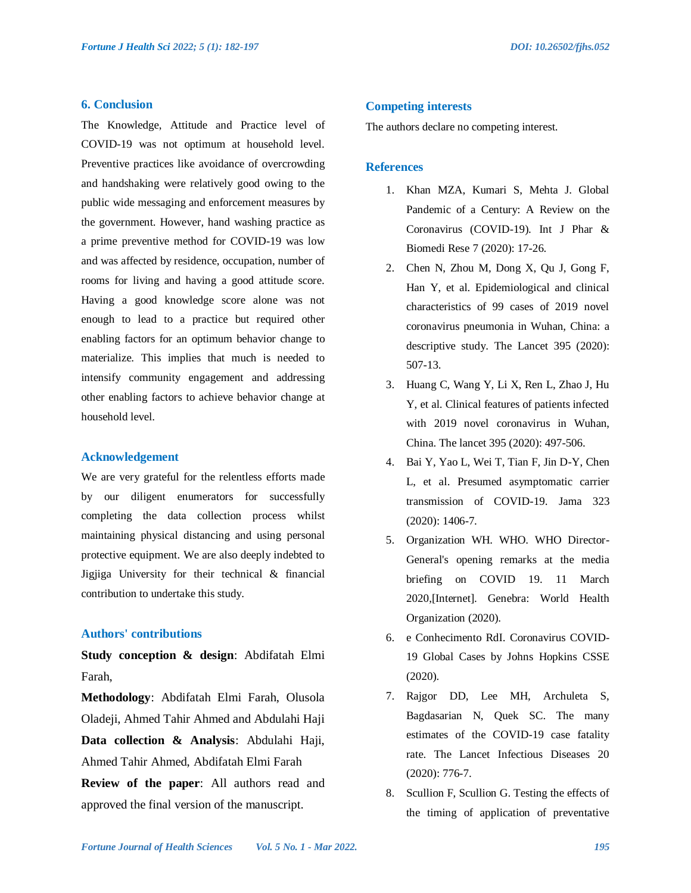## 6. Conclusion

The Knowledge, Attitude and Practice level of COVID-19 was not optimum at household level. Preventive practices like avoidance of overcrowding and handshaking were relatively good owing to the public wide messaging and enforcement measures by the government. However, hand washing practice as a prime preventive method for COVID-19 was low and was affected by residence, occupation, number of rooms for living and having a good attitude score. Having a good knowledge score alone was not enough to lead to a practice but required other enabling factors for an optimum behavior change to materialize. This implies that much is needed to intensify community engagement and addressing other enabling factors to achieve behavior change at household level.

## Acknowledgement

We are very grateful for the relentless efforts made by our diligent enumerators for successfully completing the data collection process whilst maintaining physical distancing and using personal protective equipment. We are also deeply indebted to Jigjiga University for their technical & financial contribution to undertake this study.

## Authors' contributions

**Study conception & design**: Abdifatah Elmi Farah,

**Methodology**: Abdifatah Elmi Farah, Olusola Oladeji, Ahmed Tahir Ahmed and Abdulahi Haji

**Data collection & Analysis**: Abdulahi Haji, Ahmed Tahir Ahmed, Abdifatah Elmi Farah

**Review of the paper**: All authors read and approved the final version of the manuscript.

## Competing interests

The authors declare no competing interest.

## References

1. Khan MZA, Kumari S, Mehta J. Global Pandemic of a Century: A Review on the Coronavirus (COVID-19). Int J Phar & Biomedi Rese 7 (2020): 17-26.
2. Chen N, Zhou M, Dong X, Qu J, Gong F, Han Y, et al. Epidemiological and clinical characteristics of 99 cases of 2019 novel coronavirus pneumonia in Wuhan, China: a descriptive study. The Lancet 395 (2020): 507-13.
3. Huang C, Wang Y, Li X, Ren L, Zhao J, Hu Y, et al. Clinical features of patients infected with 2019 novel coronavirus in Wuhan, China. The lancet 395 (2020): 497-506.
4. Bai Y, Yao L, Wei T, Tian F, Jin D-Y, Chen L, et al. Presumed asymptomatic carrier transmission of COVID-19. Jama 323 (2020): 1406-7.
5. Organization WH. WHO. WHO Director-General's opening remarks at the media briefing on COVID 19. 11 March 2020,[Internet]. Genebra: World Health Organization (2020).
6. e Conhecimento RdI. Coronavirus COVID-19 Global Cases by Johns Hopkins CSSE (2020).
7. Rajgor DD, Lee MH, Archuleta S, Bagdasarian N, Quek SC. The many estimates of the COVID-19 case fatality rate. The Lancet Infectious Diseases 20 (2020): 776-7.
8. Scullion F, Scullion G. Testing the effects of the timing of application of preventative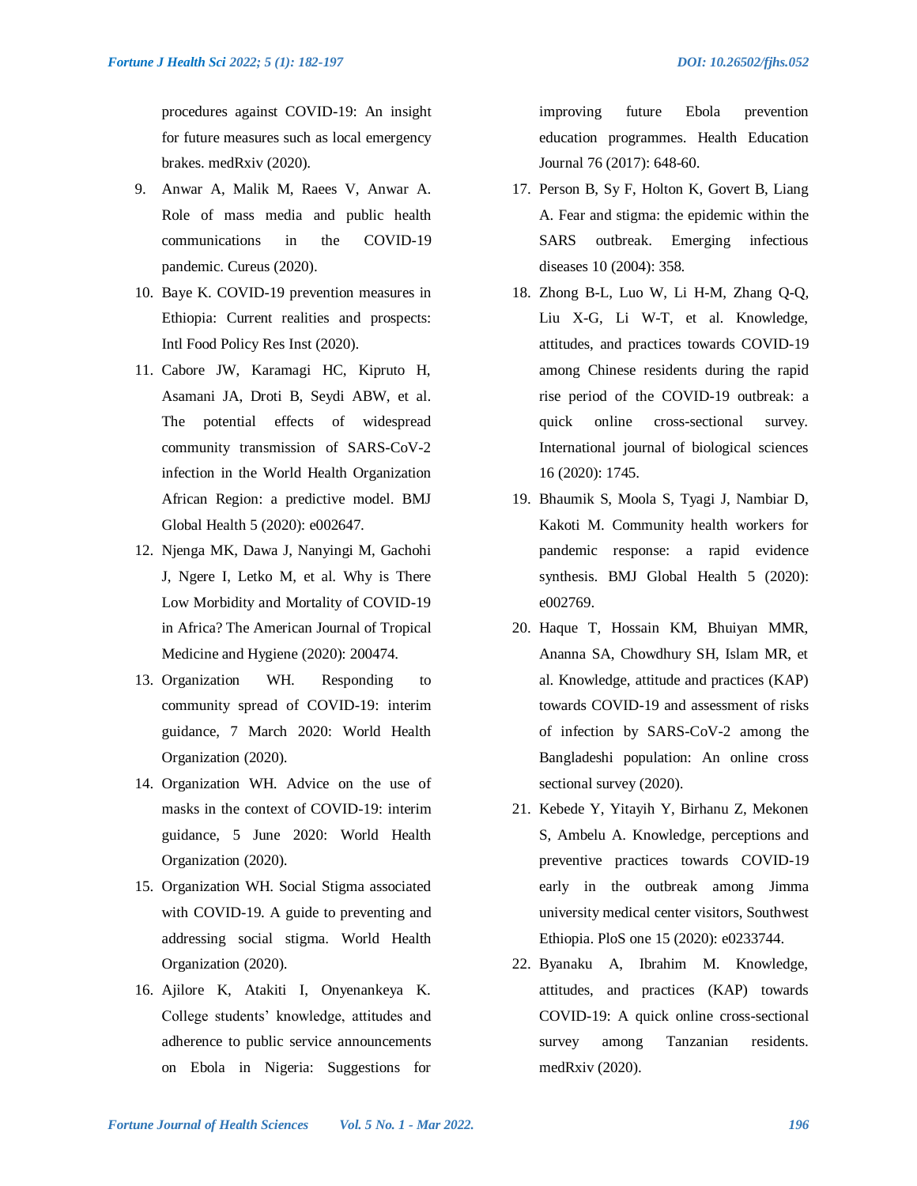procedures against COVID-19: An insight for future measures such as local emergency brakes. medRxiv (2020).

9. Anwar A, Malik M, Raees V, Anwar A. Role of mass media and public health communications in the COVID-19 pandemic. Cureus (2020).
10. Baye K. COVID-19 prevention measures in Ethiopia: Current realities and prospects: Intl Food Policy Res Inst (2020).
11. Cabore JW, Karamagi HC, Kipruto H, Asamani JA, Droti B, Seydi ABW, et al. The potential effects of widespread community transmission of SARS-CoV-2 infection in the World Health Organization African Region: a predictive model. BMJ Global Health 5 (2020): e002647.
12. Njenga MK, Dawa J, Nanyingi M, Gachohi J, Ngere I, Letko M, et al. Why is There Low Morbidity and Mortality of COVID-19 in Africa? The American Journal of Tropical Medicine and Hygiene (2020): 200474.
13. Organization WH. Responding to community spread of COVID-19: interim guidance, 7 March 2020: World Health Organization (2020).
14. Organization WH. Advice on the use of masks in the context of COVID-19: interim guidance, 5 June 2020: World Health Organization (2020).
15. Organization WH. Social Stigma associated with COVID-19. A guide to preventing and addressing social stigma. World Health Organization (2020).
16. Ajilore K, Atakiti I, Onyenankeya K. College students' knowledge, attitudes and adherence to public service announcements on Ebola in Nigeria: Suggestions for improving future Ebola prevention education programmes. Health Education Journal 76 (2017): 648-60.
17. Person B, Sy F, Holton K, Govert B, Liang A. Fear and stigma: the epidemic within the SARS outbreak. Emerging infectious diseases 10 (2004): 358.
18. Zhong B-L, Luo W, Li H-M, Zhang Q-Q, Liu X-G, Li W-T, et al. Knowledge, attitudes, and practices towards COVID-19 among Chinese residents during the rapid rise period of the COVID-19 outbreak: a quick online cross-sectional survey. International journal of biological sciences 16 (2020): 1745.
19. Bhaumik S, Moola S, Tyagi J, Nambiar D, Kakoti M. Community health workers for pandemic response: a rapid evidence synthesis. BMJ Global Health 5 (2020): e002769.
20. Haque T, Hossain KM, Bhuiyan MMR, Ananna SA, Chowdhury SH, Islam MR, et al. Knowledge, attitude and practices (KAP) towards COVID-19 and assessment of risks of infection by SARS-CoV-2 among the Bangladeshi population: An online cross sectional survey (2020).
21. Kebede Y, Yitayih Y, Birhanu Z, Mekonen S, Ambelu A. Knowledge, perceptions and preventive practices towards COVID-19 early in the outbreak among Jimma university medical center visitors, Southwest Ethiopia. PloS one 15 (2020): e0233744.
22. Byanaku A, Ibrahim M. Knowledge, attitudes, and practices (KAP) towards COVID-19: A quick online cross-sectional survey among Tanzanian residents. medRxiv (2020).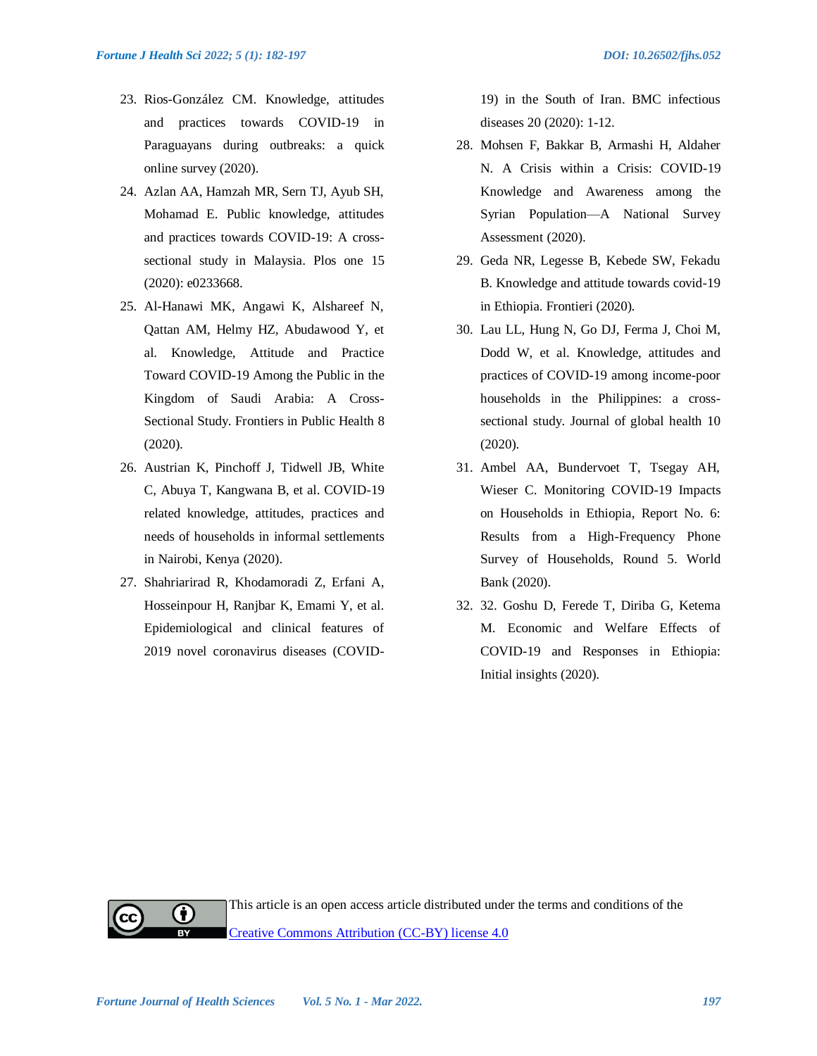23. Rios-González CM. Knowledge, attitudes and practices towards COVID-19 in Paraguayans during outbreaks: a quick online survey (2020).
24. Azlan AA, Hamzah MR, Sern TJ, Ayub SH, Mohamad E. Public knowledge, attitudes and practices towards COVID-19: A cross-sectional study in Malaysia. Plos one 15 (2020): e0233668.
25. Al-Hanawi MK, Angawi K, Alshareef N, Qattan AM, Helmy HZ, Abudawood Y, et al. Knowledge, Attitude and Practice Toward COVID-19 Among the Public in the Kingdom of Saudi Arabia: A Cross-Sectional Study. Frontiers in Public Health 8 (2020).
26. Austrian K, Pinchoff J, Tidwell JB, White C, Abuya T, Kangwana B, et al. COVID-19 related knowledge, attitudes, practices and needs of households in informal settlements in Nairobi, Kenya (2020).
27. Shahriarirad R, Khodamoradi Z, Erfani A, Hosseinpour H, Ranjbar K, Emami Y, et al. Epidemiological and clinical features of 2019 novel coronavirus diseases (COVID-19) in the South of Iran. BMC infectious diseases 20 (2020): 1-12.
28. Mohsen F, Bakkar B, Armashi H, Aldaher N. A Crisis within a Crisis: COVID-19 Knowledge and Awareness among the Syrian Population—A National Survey Assessment (2020).
29. Geda NR, Legesse B, Kebede SW, Fekadu B. Knowledge and attitude towards covid-19 in Ethiopia. Frontieri (2020).
30. Lau LL, Hung N, Go DJ, Ferma J, Choi M, Dodd W, et al. Knowledge, attitudes and practices of COVID-19 among income-poor households in the Philippines: a cross-sectional study. Journal of global health 10 (2020).
31. Ambel AA, Bundervoet T, Tsegay AH, Wieser C. Monitoring COVID-19 Impacts on Households in Ethiopia, Report No. 6: Results from a High-Frequency Phone Survey of Households, Round 5. World Bank (2020).
32. 32. Goshu D, Ferede T, Diriba G, Ketema M. Economic and Welfare Effects of COVID-19 and Responses in Ethiopia: Initial insights (2020).

This article is an open access article distributed under the terms and conditions of the Creative Commons Attribution (CC-BY) license 4.0